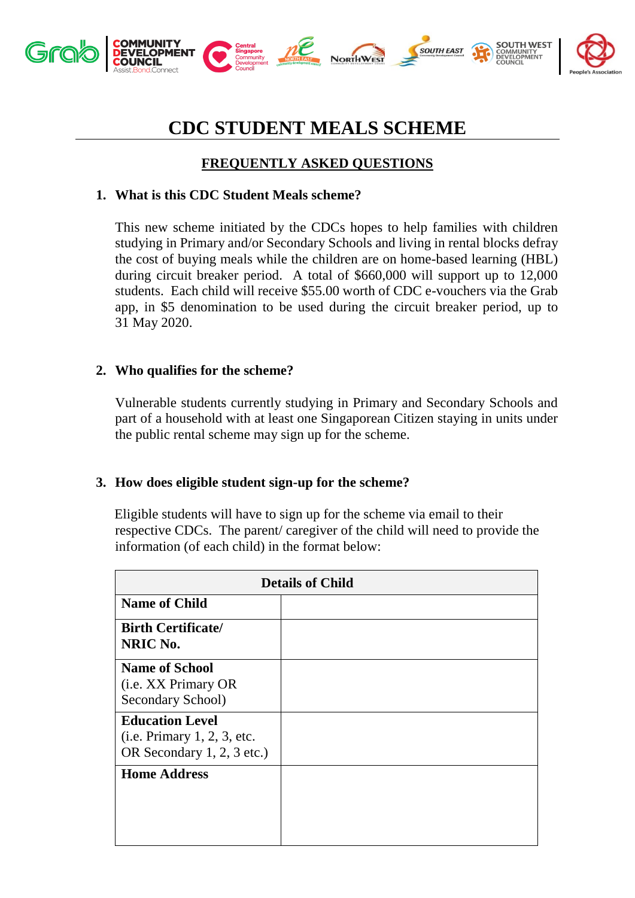# CDC STUDENT MEALS SCHEME

## FREQUENTLY ASKED QUESTIONS

### 1. What is this CDC Student Meals scheme?

This new scheme initiated by the CDCs hopes to help families with children studying in Primary and/or Secondary Schools and living in rental blocks defray the cost of buying meals while the children are on home-based learning (HBL) during circuit breaker period. A total of $660,000 will support up to 12,000 students. Each child will receive $55.00 worth of CDC e-vouchers via the Grab app, in $5 denomination to be used during the circuit breaker period, up to 31 May 2020.

### 2. Who qualifies for the scheme?

Vulnerable students currently studying in Primary and Secondary Schools and part of a household with at least one Singaporean Citizen staying in units under the public rental scheme may sign up for the scheme.

### 3. How does eligible student sign-up for the scheme?

Eligible students will have to sign up for the scheme via email to their respective CDCs. The parent/ caregiver of the child will need to provide the information (of each child) in the format below:

| Details of Child | |
|---|---|
| **Name of Child** | |
| **Birth Certificate/ NRIC No.** | |
| **Name of School** (i.e. XX Primary OR Secondary School) | |
| **Education Level** (i.e. Primary 1, 2, 3, etc. OR Secondary 1, 2, 3 etc.) | |
| **Home Address** | |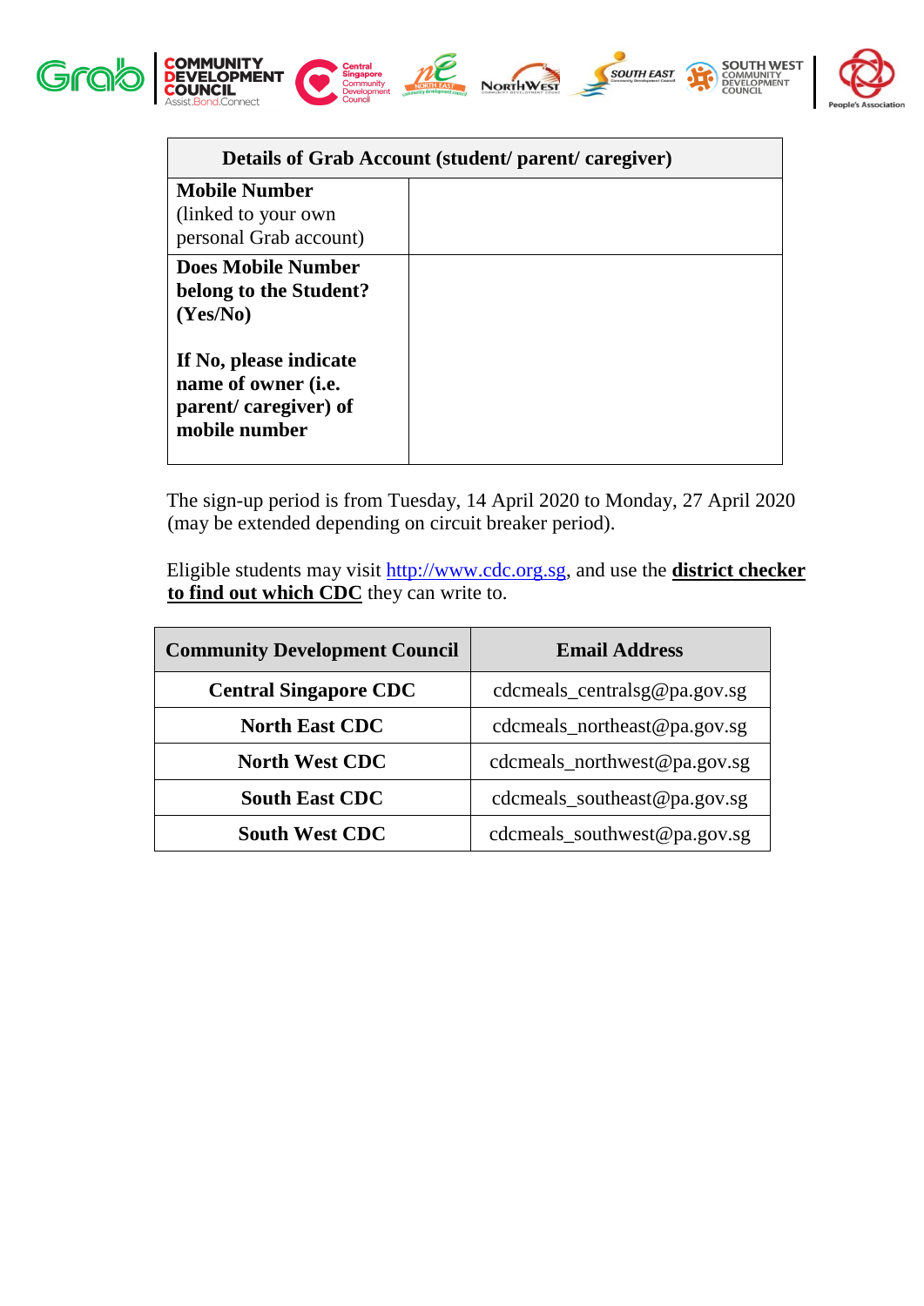| Details of Grab Account (student/ parent/ caregiver) | |
|---|---|
| **Mobile Number** (linked to your own personal Grab account) | |
| **Does Mobile Number belong to the Student? (Yes/No)**<br><br>**If No, please indicate name of owner (i.e. parent/ caregiver) of mobile number** | |

The sign-up period is from Tuesday, 14 April 2020 to Monday, 27 April 2020 (may be extended depending on circuit breaker period).

Eligible students may visit http://www.cdc.org.sg, and use the **district checker to find out which CDC** they can write to.

| Community Development Council | Email Address |
|---|---|
| **Central Singapore CDC** | cdcmeals_centralsg@pa.gov.sg |
| **North East CDC** | cdcmeals_northeast@pa.gov.sg |
| **North West CDC** | cdcmeals_northwest@pa.gov.sg |
| **South East CDC** | cdcmeals_southeast@pa.gov.sg |
| **South West CDC** | cdcmeals_southwest@pa.gov.sg |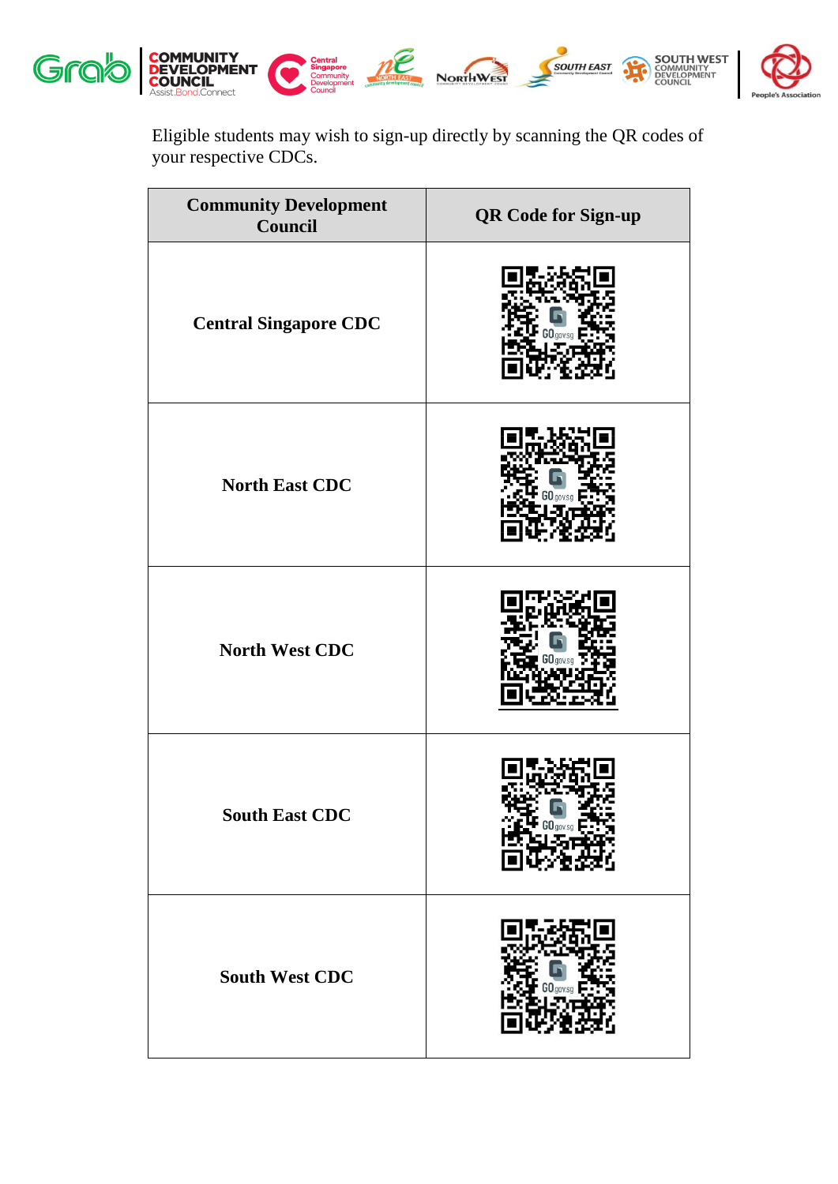Eligible students may wish to sign-up directly by scanning the QR codes of your respective CDCs.

| Community Development Council | QR Code for Sign-up |
| --- | --- |
| Central Singapore CDC | |
| North East CDC | |
| North West CDC | |
| South East CDC | |
| South West CDC | |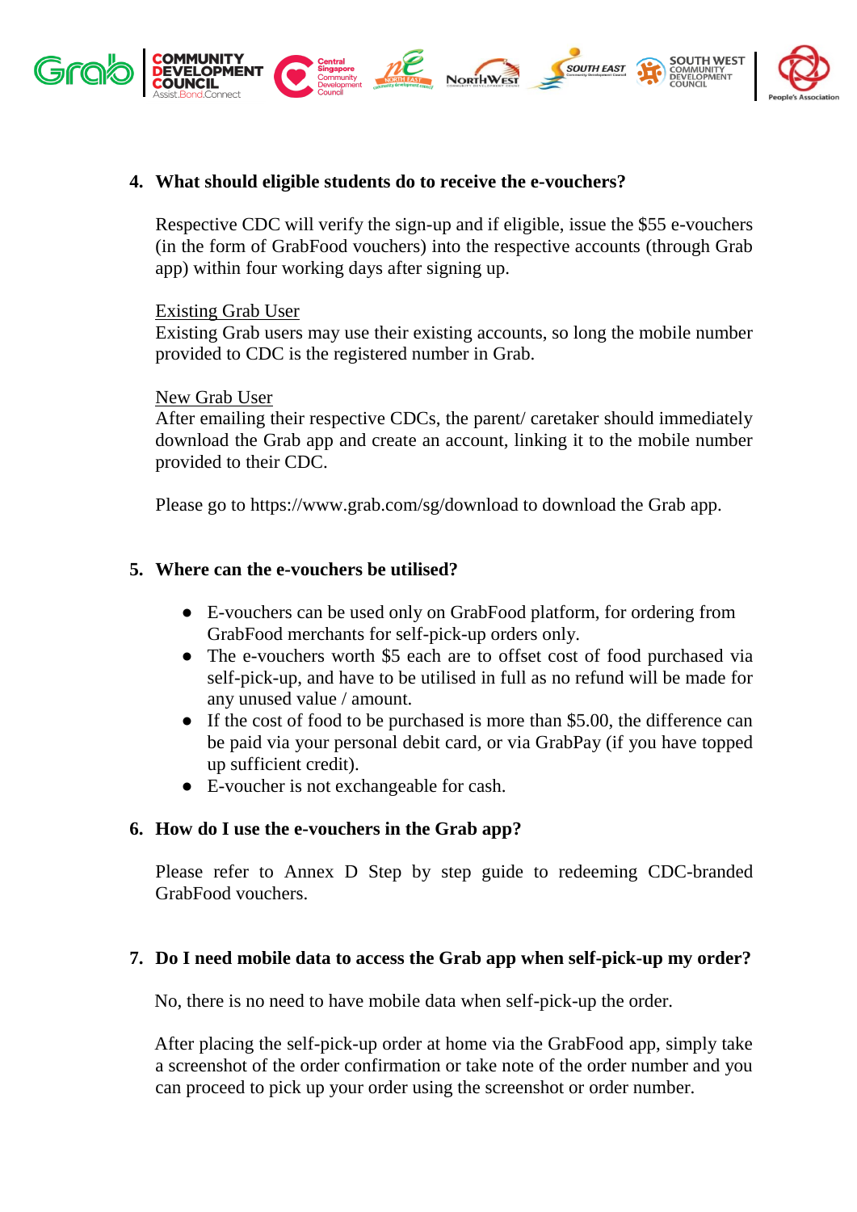4. **What should eligible students do to receive the e-vouchers?**

   Respective CDC will verify the sign-up and if eligible, issue the $55 e-vouchers (in the form of GrabFood vouchers) into the respective accounts (through Grab app) within four working days after signing up.

   Existing Grab User
   Existing Grab users may use their existing accounts, so long the mobile number provided to CDC is the registered number in Grab.

   New Grab User
   After emailing their respective CDCs, the parent/ caretaker should immediately download the Grab app and create an account, linking it to the mobile number provided to their CDC.

   Please go to https://www.grab.com/sg/download to download the Grab app.

5. **Where can the e-vouchers be utilised?**

   - E-vouchers can be used only on GrabFood platform, for ordering from GrabFood merchants for self-pick-up orders only.
   - The e-vouchers worth $5 each are to offset cost of food purchased via self-pick-up, and have to be utilised in full as no refund will be made for any unused value / amount.
   - If the cost of food to be purchased is more than $5.00, the difference can be paid via your personal debit card, or via GrabPay (if you have topped up sufficient credit).
   - E-voucher is not exchangeable for cash.

6. **How do I use the e-vouchers in the Grab app?**

   Please refer to Annex D Step by step guide to redeeming CDC-branded GrabFood vouchers.

7. **Do I need mobile data to access the Grab app when self-pick-up my order?**

   No, there is no need to have mobile data when self-pick-up the order.

   After placing the self-pick-up order at home via the GrabFood app, simply take a screenshot of the order confirmation or take note of the order number and you can proceed to pick up your order using the screenshot or order number.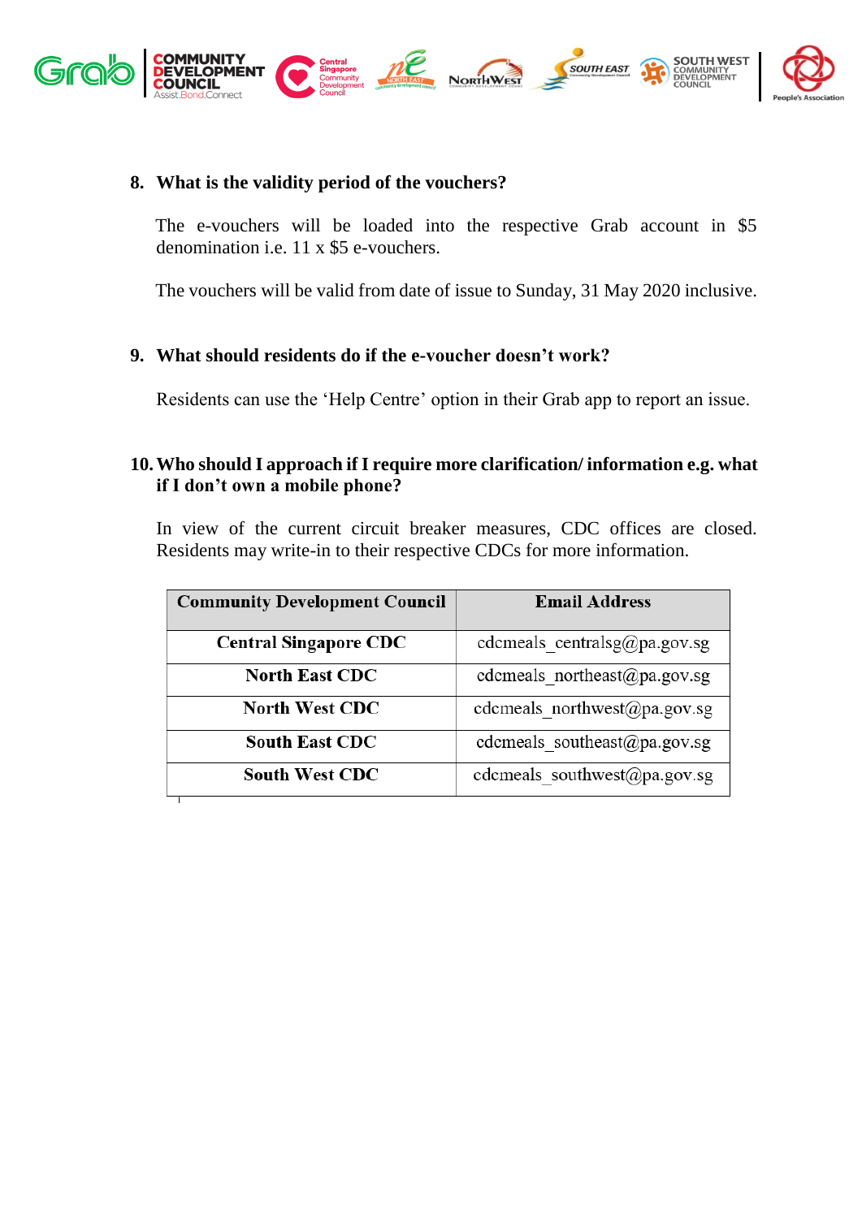**8. What is the validity period of the vouchers?**

The e-vouchers will be loaded into the respective Grab account in $5 denomination i.e. 11 x $5 e-vouchers.

The vouchers will be valid from date of issue to Sunday, 31 May 2020 inclusive.

**9. What should residents do if the e-voucher doesn't work?**

Residents can use the 'Help Centre' option in their Grab app to report an issue.

**10. Who should I approach if I require more clarification/ information e.g. what if I don't own a mobile phone?**

In view of the current circuit breaker measures, CDC offices are closed. Residents may write-in to their respective CDCs for more information.

| Community Development Council | Email Address |
|---|---|
| Central Singapore CDC | cdcmeals_centralsg@pa.gov.sg |
| North East CDC | cdcmeals_northeast@pa.gov.sg |
| North West CDC | cdcmeals_northwest@pa.gov.sg |
| South East CDC | cdcmeals_southeast@pa.gov.sg |
| South West CDC | cdcmeals_southwest@pa.gov.sg |